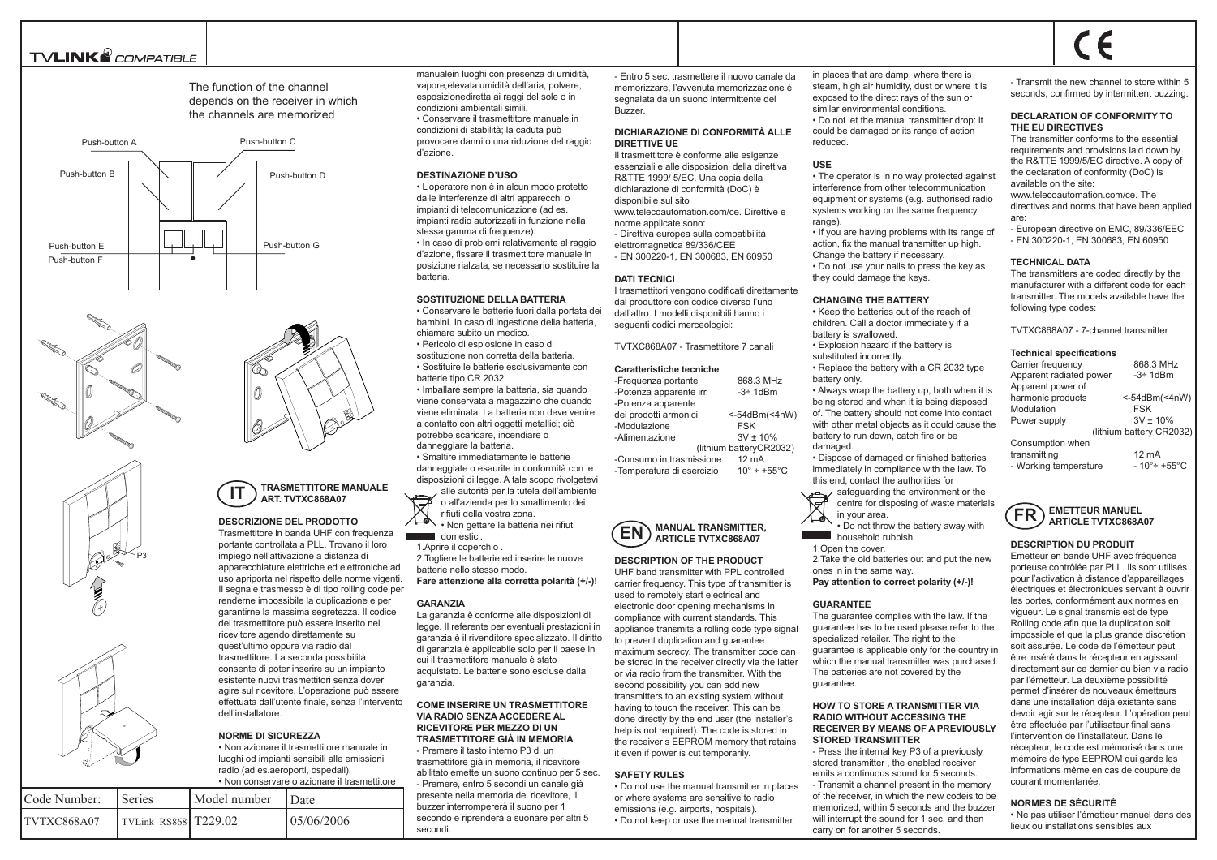TVLINK COMPATIBLE

CE

The function of the channel depends on the receiver in which the channels are memorized

Push-button A
Push-button B
Push-button C
Push-button D
Push-button E
Push-button F
Push-button G

P3

## IT TRASMETTITORE MANUALE ART. TVTXC868A07

### DESCRIZIONE DEL PRODOTTO

Trasmettitore in banda UHF con frequenza portante controllata a PLL. Trovano il loro impiego nell'attivazione a distanza di apparecchiature elettriche ed elettroniche ad uso apriporta nel rispetto delle norme vigenti. Il segnale trasmesso è di tipo rolling code per renderne impossibile la duplicazione e per garantirne la massima segretezza. Il codice del trasmettitore può essere inserito nel ricevitore agendo direttamente su quest'ultimo oppure via radio dal trasmettitore. La seconda possibilità consente di poter inserire su un impianto esistente nuovi trasmettitori senza dover agire sul ricevitore. L'operazione può essere effettuata dall'utente finale, senza l'intervento dell'installatore.

### NORME DI SICUREZZA

• Non azionare il trasmettitore manuale in luoghi od impianti sensibili alle emissioni radio (ad es.aeroporti, ospedali).
• Non conservare o azionare il trasmettitore manualein luoghi con presenza di umidità, vapore,elevata umidità dell'aria, polvere, esposizionediretta ai raggi del sole o in condizioni ambientali simili.
• Conservare il trasmettitore manuale in condizioni di stabilità; la caduta può provocare danni o una riduzione del raggio d'azione.

### DESTINAZIONE D'USO

• L'operatore non è in alcun modo protetto dalle interferenze di altri apparecchi o impianti di telecomunicazione (ad es. impianti radio autorizzati in funzione nella stessa gamma di frequenze).
• In caso di problemi relativamente al raggio d'azione, fissare il trasmettitore manuale in posizione rialzata, se necessario sostituire la batteria.

### SOSTITUZIONE DELLA BATTERIA

• Conservare le batterie fuori dalla portata dei bambini. In caso di ingestione della batteria, chiamare subito un medico.
• Pericolo di esplosione in caso di sostituzione non corretta della batteria.
• Sostituire le batterie esclusivamente con batterie tipo CR 2032.
• Imballare sempre la batteria, sia quando viene conservata a magazzino che quando viene eliminata. La batteria non deve venire a contatto con altri oggetti metallici; ciò potrebbe scaricare, incendiare o danneggiare la batteria.
• Smaltire immediatamente le batterie danneggiate o esaurite in conformità con le disposizioni di legge. A tale scopo rivolgetevi alle autorità per la tutela dell'ambiente o all'azienda per lo smaltimento dei rifiuti della vostra zona.
• Non gettare la batteria nei rifiuti domestici.

1.Aprire il coperchio .
2.Togliere le batterie ed inserire le nuove batterie nello stesso modo.
**Fare attenzione alla corretta polarità (+/-)!**

### GARANZIA

La garanzia è conforme alle disposizioni di legge. Il referente per eventuali prestazioni in garanzia è il rivenditore specializzato. Il diritto di garanzia è applicabile solo per il paese in cui il trasmettitore manuale è stato acquistato. Le batterie sono escluse dalla garanzia.

### COME INSERIRE UN TRASMETTITORE VIA RADIO SENZA ACCEDERE AL RICEVITORE PER MEZZO DI UN TRASMETTITORE GIÀ IN MEMORIA

- Premere il tasto interno P3 di un trasmettitore già in memoria, il ricevitore abilitato emette un suono continuo per 5 sec.
- Premere, entro 5 secondi un canale già presente nella memoria del ricevitore, il buzzer interromperà il suono per 1 secondo e riprenderà a suonare per altri 5 secondi.
- Entro 5 sec. trasmettere il nuovo canale da memorizzare, l'avvenuta memorizzazione è segnalata da un suono intermittente del Buzzer.

### DICHIARAZIONE DI CONFORMITÀ ALLE DIRETTIVE UE

Il trasmettitore è conforme alle esigenze essenziali e alle disposizioni della direttiva R&TTE 1999/ 5/EC. Una copia della dichiarazione di conformità (DoC) è disponibile sul sito www.telecoautomation.com/ce. Direttive e norme applicate sono:
- Direttiva europea sulla compatibilità elettromagnetica 89/336/CEE
- EN 300220-1, EN 300683, EN 60950

### DATI TECNICI

I trasmettitori vengono codificati direttamente dal produttore con codice diverso l'uno dall'altro. I modelli disponibili hanno i seguenti codici merceologici:

TVTXC868A07 - Trasmettitore 7 canali

**Caratteristiche tecniche**

| | |
|---|---|
| -Frequenza portante | 868.3 MHz |
| -Potenza apparente irr. | -3÷ 1dBm |
| -Potenza apparente dei prodotti armonici | <-54dBm(<4nW) |
| -Modulazione | FSK |
| -Alimentazione | 3V ± 10% (lithium batteryCR2032) |
| -Consumo in trasmissione | 12 mA |
| -Temperatura di esercizio | 10° ÷ +55°C |

## EN MANUAL TRANSMITTER, ARTICLE TVTXC868A07

### DESCRIPTION OF THE PRODUCT

UHF band transmitter with PPL controlled carrier frequency. This type of transmitter is used to remotely start electrical and electronic door opening mechanisms in compliance with current standards. This appliance transmits a rolling code type signal to prevent duplication and guarantee maximum secrecy. The transmitter code can be stored in the receiver directly via the latter or via radio from the transmitter. With the second possibility you can add new transmitters to an existing system without having to touch the receiver. This can be done directly by the end user (the installer's help is not required). The code is stored in the receiver's EEPROM memory that retains it even if power is cut temporarily.

### SAFETY RULES

• Do not use the manual transmitter in places or where systems are sensitive to radio emissions (e.g. airports, hospitals).
• Do not keep or use the manual transmitter in places that are damp, where there is steam, high air humidity, dust or where it is exposed to the direct rays of the sun or similar environmental conditions.
• Do not let the manual transmitter drop: it could be damaged or its range of action reduced.

### USE

• The operator is in no way protected against interference from other telecommunication equipment or systems (e.g. authorised radio systems working on the same frequency range).
• If you are having problems with its range of action, fix the manual transmitter up high. Change the battery if necessary.
• Do not use your nails to press the key as they could damage the keys.

### CHANGING THE BATTERY

• Keep the batteries out of the reach of children. Call a doctor immediately if a battery is swallowed.
• Explosion hazard if the battery is substituted incorrectly.
• Replace the battery with a CR 2032 type battery only.
• Always wrap the battery up, both when it is being stored and when it is being disposed of. The battery should not come into contact with other metal objects as it could cause the battery to run down, catch fire or be damaged.
• Dispose of damaged or finished batteries immediately in compliance with the law. To this end, contact the authorities for safeguarding the environment or the centre for disposing of waste materials in your area.
• Do not throw the battery away with household rubbish.

1.Open the cover.
2.Take the old batteries out and put the new ones in in the same way.
**Pay attention to correct polarity (+/-)!**

### GUARANTEE

The guarantee complies with the law. If the guarantee has to be used please refer to the specialized retailer. The right to the guarantee is applicable only for the country in which the manual transmitter was purchased. The batteries are not covered by the guarantee.

### HOW TO STORE A TRANSMITTER VIA RADIO WITHOUT ACCESSING THE RECEIVER BY MEANS OF A PREVIOUSLY STORED TRANSMITTER

- Press the internal key P3 of a previously stored transmitter , the enabled receiver emits a continuous sound for 5 seconds.
- Transmit a channel present in the memory of the receiver, in which the new codeis to be memorized, within 5 seconds and the buzzer will interrupt the sound for 1 sec, and then carry on for another 5 seconds.
- Transmit the new channel to store within 5 seconds, confirmed by intermittent buzzing.

### DECLARATION OF CONFORMITY TO THE EU DIRECTIVES

The transmitter conforms to the essential requirements and provisions laid down by the R&TTE 1999/5/EC directive. A copy of the declaration of conformity (DoC) is available on the site: www.telecoautomation.com/ce. The directives and norms that have been applied are:
- European directive on EMC, 89/336/EEC
- EN 300220-1, EN 300683, EN 60950

### TECHNICAL DATA

The transmitters are coded directly by the manufacturer with a different code for each transmitter. The models available have the following type codes:

TVTXC868A07 - 7-channel transmitter

**Technical specifications**

| | |
|---|---|
| Carrier frequency | 868.3 MHz |
| Apparent radiated power | -3÷ 1dBm |
| Apparent power of harmonic products | <-54dBm(<4nW) |
| Modulation | FSK |
| Power supply | 3V ± 10% (lithium battery CR2032) |
| Consumption when transmitting | 12 mA |
| - Working temperature | - 10°÷ +55°C |

## FR EMETTEUR MANUEL ARTICLE TVTXC868A07

### DESCRIPTION DU PRODUIT

Emetteur en bande UHF avec fréquence porteuse contrôlée par PLL. Ils sont utilisés pour l'activation à distance d'appareillages électriques et électroniques servant à ouvrir les portes, conformément aux normes en vigueur. Le signal transmis est de type Rolling code afin que la duplication soit impossible et que la plus grande discrétion soit assurée. Le code de l'émetteur peut être inséré dans le récepteur en agissant directement sur ce dernier ou bien via radio par l'émetteur. La deuxième possibilité permet d'insérer de nouveaux émetteurs dans une installation déjà existante sans devoir agir sur le récepteur. L'opération peut être effectuée par l'utilisateur final sans l'intervention de l'installateur. Dans le récepteur, le code est mémorisé dans une mémoire de type EEPROM qui garde les informations même en cas de coupure de courant momentanée.

### NORMES DE SÉCURITÉ

• Ne pas utiliser l'émetteur manuel dans des lieux ou installations sensibles aux

| Code Number: | Series | Model number | Date |
|---|---|---|---|
| TVTXC868A07 | TVLink RS868 | T229.02 | 05/06/2006 |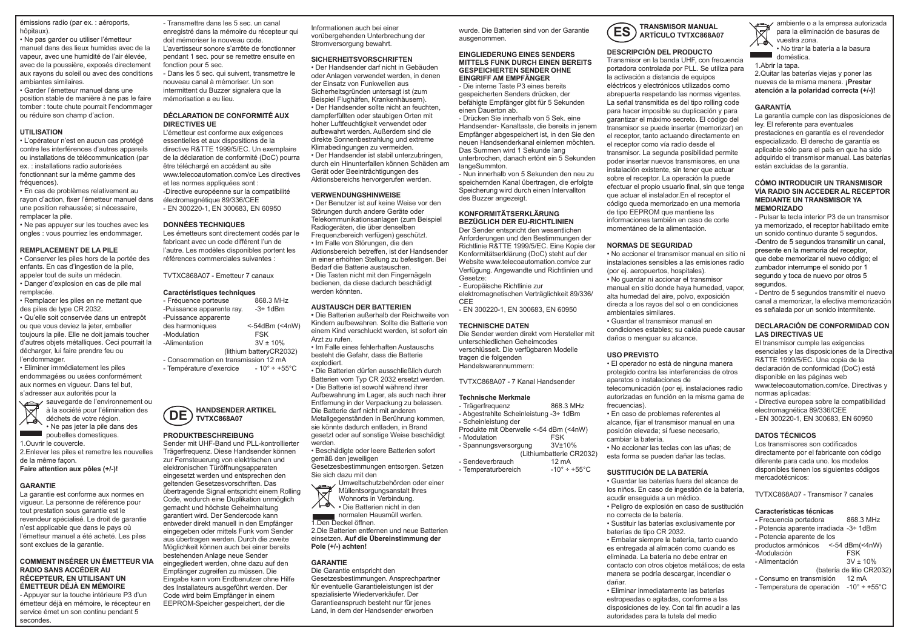émissions radio (par ex. : aéroports, hôpitaux).

• Ne pas garder ou utiliser l'émetteur manuel dans des lieux humides avec de la vapeur, avec une humidité de l'air élevée, avec de la poussière, exposés directement aux rayons du soleil ou avec des conditions ambiantes similaires.

• Garder l'émetteur manuel dans une position stable de manière à ne pas le faire tomber : toute chute pourrait l'endommager ou réduire son champ d'action.

**UTILISATION**

• L'opérateur n'est en aucun cas protégé contre les interférences d'autres appareils ou installations de télécommunication (par ex. : installations radio autorisées fonctionnant sur la même gamme des fréquences).

• En cas de problèmes relativement au rayon d'action, fixer l'émetteur manuel dans une position rehaussée; si nécessaire, remplacer la pile.

• Ne pas appuyer sur les touches avec les ongles : vous pourriez les endommager.

**REMPLACEMENT DE LA PILE**

• Conserver les piles hors de la portée des enfants. En cas d'ingestion de la pile, appeler tout de suite un médecin.

• Danger d'explosion en cas de pile mal remplacée.

• Remplacer les piles en ne mettant que des piles de type CR 2032.

• Qu'elle soit conservée dans un entrepôt ou que vous deviez la jeter, emballer toujours la pile. Elle ne doit jamais toucher d'autres objets métalliques. Ceci pourrait la décharger, lui faire prendre feu ou l'endommager.

• Eliminer immédiatement les piles endommagées ou usées conformément aux normes en vigueur. Dans tel but, s'adresser aux autorités pour la sauvegarde de l'environnement ou à la société pour l'élimination des déchets de votre région.

• Ne pas jeter la pile dans des poubelles domestiques.

1.Ouvrir le couvercle.

2.Enlever les piles et remettre les nouvelles de la même façon.

**Faire attention aux pôles (+/-)!**

**GARANTIE**

La garantie est conforme aux normes en vigueur. La personne de référence pour tout prestation sous garantie est le revendeur spécialisé. Le droit de garantie n'est applicable que dans le pays où l'émetteur manuel a été acheté. Les piles sont exclues de la garantie.

**COMMENT INSÉRER UN ÉMETTEUR VIA RADIO SANS ACCÉDER AU RÉCEPTEUR, EN UTILISANT UN ÉMETTEUR DÉJÀ EN MÉMOIRE**

- Appuyer sur la touche intérieure P3 d'un émetteur déjà en mémoire, le récepteur en service émet un son continu pendant 5 secondes.

- Transmettre dans les 5 sec. un canal enregistré dans la mémoire du récepteur qui doit mémoriser le nouveau code. L'avertisseur sonore s'arrête de fonctionner pendant 1 sec. pour se remettre ensuite en fonction pour 5 sec.

- Dans les 5 sec. qui suivent, transmettre le nouveau canal à mémoriser. Un son intermittent du Buzzer signalera que la mémorisation a eu lieu.

**DÉCLARATION DE CONFORMITÉ AUX DIRECTIVES UE**

L'émetteur est conforme aux exigences essentielles et aux dispositions de la directive R&TTE 1999/5/EC. Un exemplaire de la déclaration de conformité (DoC) pourra être téléchargé en accédant au site www.telecoautomation.com/ce Les directives et les normes appliquées sont :

-Directive européenne sur la compatibilité électromagnétique 89/336/CEE

- EN 300220-1, EN 300683, EN 60950

**DONNÉES TECHNIQUES**

Les émetteurs sont directement codés par le fabricant avec un code différent l'un de l'autre. Les modèles disponibles portent les références commerciales suivantes :

TVTXC868A07 - Emetteur 7 canaux

**Caractéristiques techniques**

| | |
|---|---|
| - Fréquence porteuse | 868.3 MHz |
| -Puissance apparente ray. | -3÷ 1dBm |
| -Puissance apparente des harmoniques | <-54dBm (<4nW) |
| -Modulation | FSK |
| -Alimentation | 3V ± 10% (lithium batteryCR2032) |
| - Consommation en transmission | 12 mA |
| - Température d'exercice | - 10° ÷ +55°C |

## DE HANDSENDER ARTIKEL TVTXC868A07

**PRODUKTBESCHREIBUNG**

Sender mit UHF-Band und PLL-kontrollierter Trägerfrequenz. Diese Handsender können zur Fernsteuerung von elektrischen und elektronischen Türöffnungsapparaten eingesetzt werden und entsprechen den geltenden Gesetzesvorschriften. Das übertragende Signal entspricht einem Rolling Code, wodurch eine Duplikation unmöglich gemacht und höchste Geheimhaltung garantiert wird. Der Sendercode kann entweder direkt manuell in den Empfänger eingegeben oder mittels Funk vom Sender aus übertragen werden. Durch die zweite Möglichkeit können auch bei einer bereits bestehenden Anlage neue Sender eingegliedert werden, ohne dazu auf den Empfänger zugreifen zu müssen. Die Eingabe kann vom Endbenutzer ohne Hilfe des Installateurs ausgeführt werden. Der Code wird beim Empfänger in einem EEPROM-Speicher gespeichert, der die Informationen auch bei einer vorübergehenden Unterbrechung der Stromversorgung bewahrt.

**SICHERHEITSVORSCHRIFTEN**

• Der Handsender darf nicht in Gebäuden oder Anlagen verwendet werden, in denen der Einsatz von Funkwellen aus Sicherheitsgründen untersagt ist (zum Beispiel Flughäfen, Krankenhäusern).

• Der Handsender sollte nicht an feuchten, dampferfüllten oder staubigen Orten mit hoher Luftfeuchtigkeit verwendet oder aufbewahrt werden. Außerdem sind die direkte Sonnenbestrahlung und extreme Klimabedingungen zu vermeiden.

• Der Handsender ist stabil unterzubringen, durch ein Hinunterfallen können Schäden am Gerät oder Beeinträchtigungen des Aktionsbereichs hervorgerufen werden.

**VERWENDUNGSHINWEISE**

• Der Benutzer ist auf keine Weise vor den Störungen durch andere Geräte oder Telekommunikationsanlagen (zum Beispiel Radiogeräten, die über denselben Frequenzbereich verfügen) geschützt.

• Im Falle von Störungen, die den Aktionsbereich betreffen, ist der Handsender in einer erhöhten Stellung zu befestigen. Bei Bedarf die Batterie austauschen.

• Die Tasten nicht mit den Fingernägeln bedienen, da diese dadurch beschädigt werden könnten.

**AUSTAUSCH DER BATTERIEN**

• Die Batterien außerhalb der Reichweite von Kindern aufbewahren. Sollte die Batterie von einem Kind verschluckt werden, ist sofort ein Arzt zu rufen.

• Im Falle eines fehlerhaften Austauschs besteht die Gefahr, dass die Batterie explodiert.

• Die Batterien dürfen ausschließlich durch Batterien vom Typ CR 2032 ersetzt werden.

• Die Batterie ist sowohl während ihrer Aufbewahrung im Lager, als auch nach ihrer Entfernung in der Verpackung zu belassen. Die Batterie darf nicht mit anderen Metallgegenständen in Berührung kommen, sie könnte dadurch entladen, in Brand gesetzt oder auf sonstige Weise beschädigt werden.

• Beschädigte oder leere Batterien sofort gemäß den jeweiligen Gesetzesbestimmungen entsorgen. Setzen Sie sich dazu mit den Umweltschutzbehörden oder einer Müllentsorgungsanstalt Ihres Wohnorts in Verbindung.

• Die Batterien nicht in den normalen Hausmüll werfen.

1.Den Deckel öffnen.

2.Die Batterien entfernen und neue Batterien einsetzen. **Auf die Übereinstimmung der Pole (+/-) achten!**

**GARANTIE**

Die Garantie entspricht den Gesetzesbestimmungen. Ansprechpartner für eventuelle Garantieleistungen ist der spezialisierte Wiederverkäufer. Der Garantieanspruch besteht nur für jenes Land, in dem der Handsender erworben wurde. Die Batterien sind von der Garantie ausgenommen.

**EINGLIEDERUNG EINES SENDERS MITTELS FUNK DURCH EINEN BEREITS GESPEICHERTEN SENDER OHNE EINGRIFF AM EMPFÄNGER**

- Die interne Taste P3 eines bereits gespeicherten Senders drücken, der befähigte Empfänger gibt für 5 Sekunden einen Dauerton ab.

- Drücken Sie innerhalb von 5 Sek. eine Handsender- Kanaltaste, die bereits in jenem Empfänger abgespeichert ist, in den Sie den neuen Handsenderkanal einlernen möchten. Das Summen wird 1 Sekunde lang unterbrochen, danach ertönt ein 5 Sekunden langeSummton.

- Nun innerhalb von 5 Sekunden den neu zu speichernden Kanal übertragen, die erfolgte Speicherung wird durch einen Intervallton des Buzzer angezeigt.

**KONFORMITÄTSERKLÄRUNG BEZÜGLICH DER EU-RICHTLINIEN**

Der Sender entspricht den wesentlichen Anforderungen und den Bestimmungen der Richtlinie R&TTE 1999/5/EC. Eine Kopie der Konformitätserklärung (DoC) steht auf der Website www.telecoautomation.com/ce zur Verfügung. Angewandte und Richtlinien und Gesetze:

- Europäische Richtlinie zur elektromagnetischen Verträglichkeit 89/336/CEE

- EN 300220-1, EN 300683, EN 60950

**TECHNISCHE DATEN**

Die Sender werden direkt vom Hersteller mit unterschiedlichen Geheimcodes verschlüsselt. Die verfügbaren Modelle tragen die folgenden Handelswarennummern:

TVTXC868A07 - 7 Kanal Handsender

**Technische Merkmale**

| | |
|---|---|
| - Trägerfrequenz | 868.3 MHz |
| - Abgestrahlte Scheinleistung | -3÷ 1dBm |
| - Scheinleistung der Produkte mit Oberwelle | <-54 dBm (<4nW) |
| - Modulation | FSK |
| - Spannungsversorgung | 3V±10% (Lithiumbatterie CR2032) |
| - Sendeverbrauch | 12 mA |
| - Temperaturbereich | -10° ÷ +55°C |

## ES TRANSMISOR MANUAL ARTÍCULO TVTXC868A07

**DESCRIPCIÓN DEL PRODUCTO**

Transmisor en la banda UHF, con frecuencia portadora controlada por PLL. Se utiliza para la activación a distancia de equipos eléctricos y electrónicos utilizados como abrepuerta respetando las normas vigentes. La señal transmitida es del tipo rolling code para hacer imposible su duplicación y para garantizar el máximo secreto. El código del transmisor se puede insertar (memorizar) en el receptor, tanto actuando directamente en el receptor como vía radio desde el transmisor. La segunda posibilidad permite poder insertar nuevos transmisores, en una instalación existente, sin tener que actuar sobre el receptor. La operación la puede efectuar el propio usuario final, sin que tenga que actuar el instalador.En el receptor el código queda memorizado en una memoria de tipo EEPROM que mantiene las informaciones también en caso de corte momentáneo de la alimentación.

**NORMAS DE SEGURIDAD**

• No accionar el transmisor manual en sitio ni instalaciones sensibles a las emisiones radio (por ej. aeropuertos, hospitales).

• No guardar ni accionar el transmisor manual en sitio donde haya humedad, vapor, alta humedad del aire, polvo, exposición directa a los rayos del sol o en condiciones ambientales similares.

• Guardar el transmisor manual en condiciones estables; su caída puede causar daños o menguar su alcance.

**USO PREVISTO**

• El operador no está de ninguna manera protegido contra las interferencias de otros aparatos o instalaciones de telecomunicación (por ej. instalaciones radio autorizadas en función en la misma gama de frecuencias).

• En caso de problemas referentes al alcance, fijar el transmisor manual en una posición elevada; si fuese necesario, cambiar la batería.

• No accionar las teclas con las uñas; de esta forma se pueden dañar las teclas.

**SUSTITUCIÓN DE LA BATERÍA**

• Guardar las baterías fuera del alcance de los niños. En caso de ingestión de la batería, acudir enseguida a un médico.

• Peligro de explosión en caso de sustitución no correcta de la batería.

• Sustituir las baterías exclusivamente por baterías de tipo CR 2032.

• Embalar siempre la batería, tanto cuando es entregada al almacén como cuando es eliminada. La batería no debe entrar en contacto con otros objetos metálicos; de esta manera se podría descargar, incendiar o dañar.

• Eliminar inmediatamente las baterías estropeadas o agitadas, conforme a las disposiciones de ley. Con tal fin acudir a las autoridades para la tutela del medio ambiente o a la empresa autorizada para la eliminación de basuras de vuestra zona.

• No tirar la batería a la basura doméstica.

1.Abrir la tapa.

2.Quitar las baterías viejas y poner las nuevas de la misma manera. **¡Prestar atención a la polaridad correcta (+/-)!**

**GARANTÍA**

La garantía cumple con las disposiciones de ley. El referente para eventuales prestaciones en garantía es el revendedor especializado. El derecho de garantía es aplicable sólo para el país en que ha sido adquirido el transmisor manual. Las baterías están excluidas de la garantía.

**CÓMO INTRODUCIR UN TRANSMISOR VÍA RADIO SIN ACCEDER AL RECEPTOR MEDIANTE UN TRANSMISOR YA MEMORIZADO**

- Pulsar la tecla interior P3 de un transmisor ya memorizado, el receptor habilitado emite un sonido continuo durante 5 segundos.

-Dentro de 5 segundos transmitir un canal, presente en la memoria del receptor, que debe memorizar el nuevo código; el zumbador interrumpe el sonido por 1 segundo y toca de nuevo por otros 5 segundos.

- Dentro de 5 segundos transmitir el nuevo canal a memorizar, la efectiva memorización es señalada por un sonido intermitente.

**DECLARACIÓN DE CONFORMIDAD CON LAS DIRECTIVAS UE**

El transmisor cumple las exigencias esenciales y las disposiciones de la Directiva R&TTE 1999/5/EC. Una copia de la declaración de conformidad (DoC) está disponible en las páginas web www.telecoautomation.com/ce. Directivas y normas aplicadas:

- Directiva europea sobre la compatibilidad electromagnética 89/336/CEE

- EN 300220-1, EN 300683, EN 60950

**DATOS TÉCNICOS**

Los transmisores son codificados directamente por el fabricante con código diferente para cada uno. los modelos disponibles tienen los siguientes códigos mercadotécnicos:

TVTXC868A07 - Transmisor 7 canales

**Características técnicas**

| | |
|---|---|
| - Frecuencia portadora | 868.3 MHz |
| - Potencia aparente irradiada | -3÷ 1dBm |
| - Potencia aparente de los productos armónicos | <-54 dBm(<4nW) |
| -Modulación | FSK |
| - Alimentación | 3V ± 10% (batería de litio CR2032) |
| - Consumo en transmisión | 12 mA |
| - Temperatura de operación | -10° ÷ +55°C |